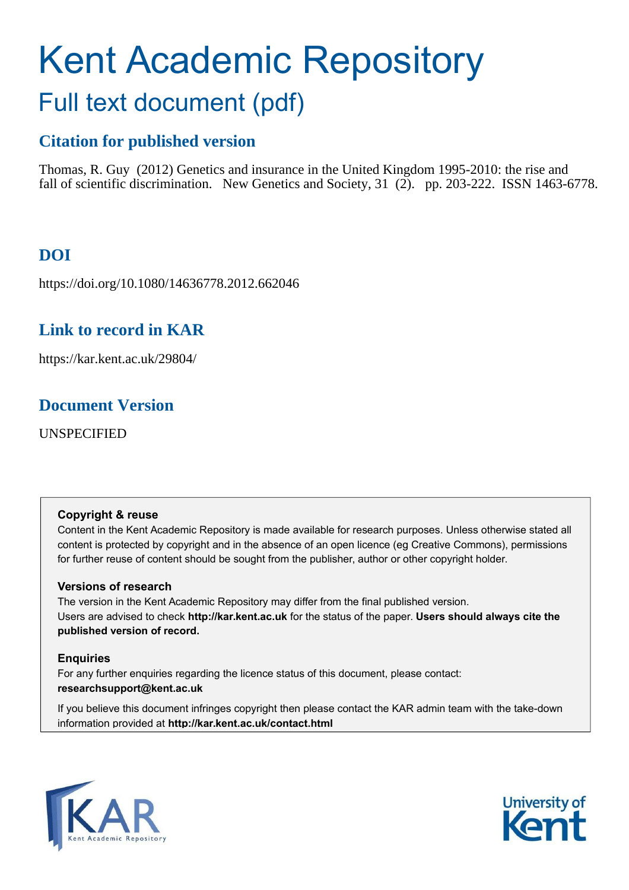# Kent Academic Repository

## Full text document (pdf)

### Citation for published version

Thomas, R. Guy (2012) Genetics and insurance in the United Kingdom 1995-2010: the rise and fall of scientific discrimination. New Genetics and Society, 31 (2). pp. 203-222. ISSN 1463-6778.

### DOI

https://doi.org/10.1080/14636778.2012.662046

### Link to record in KAR

https://kar.kent.ac.uk/29804/

### Document Version

UNSPECIFIED

**Copyright & reuse**

Content in the Kent Academic Repository is made available for research purposes. Unless otherwise stated all content is protected by copyright and in the absence of an open licence (eg Creative Commons), permissions for further reuse of content should be sought from the publisher, author or other copyright holder.

**Versions of research**

The version in the Kent Academic Repository may differ from the final published version. Users are advised to check **http://kar.kent.ac.uk** for the status of the paper. **Users should always cite the published version of record.**

**Enquiries**

For any further enquiries regarding the licence status of this document, please contact: **researchsupport@kent.ac.uk**

If you believe this document infringes copyright then please contact the KAR admin team with the take-down information provided at **http://kar.kent.ac.uk/contact.html**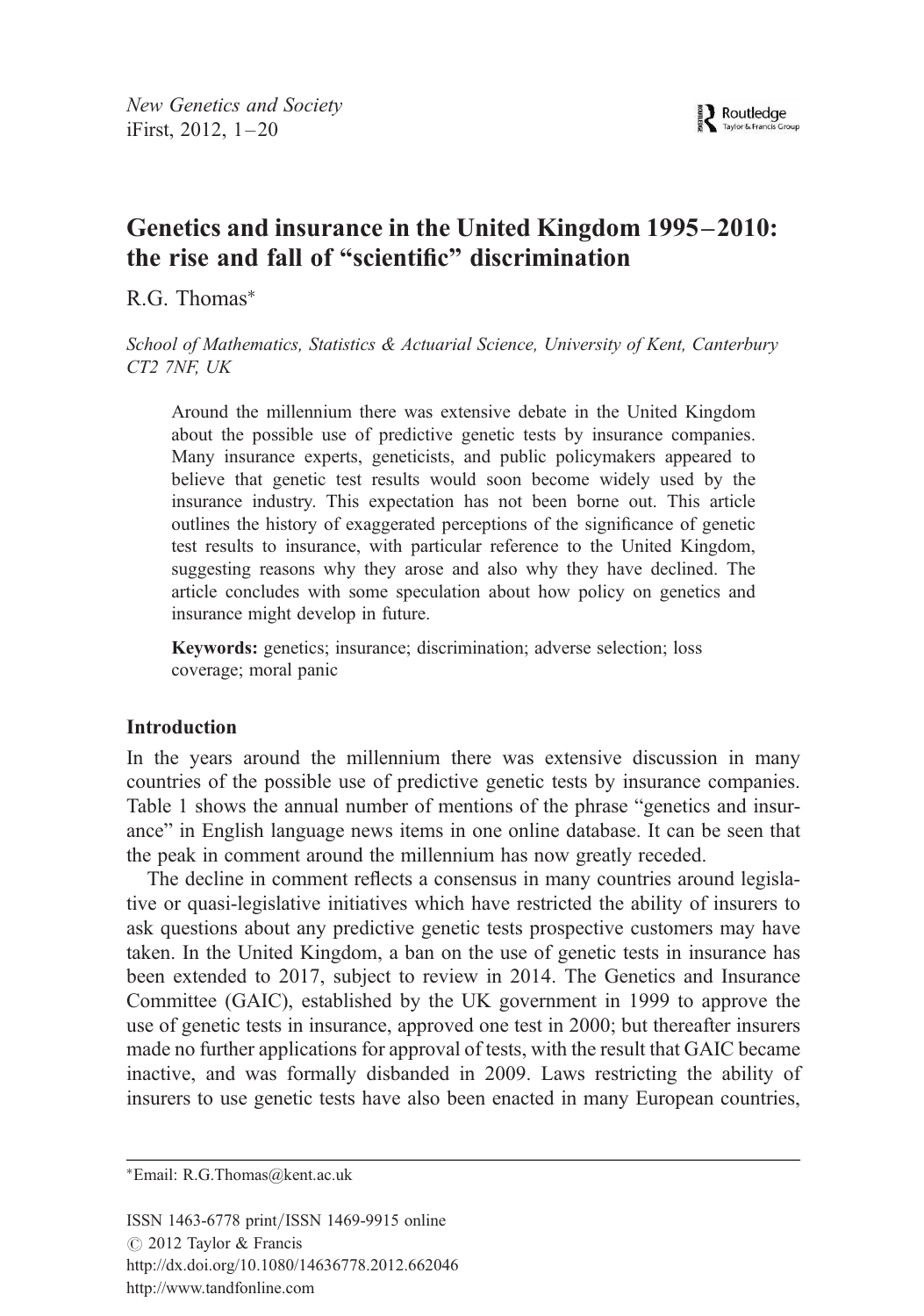# Genetics and insurance in the United Kingdom 1995–2010: the rise and fall of "scientific" discrimination

R.G. Thomas*

*School of Mathematics, Statistics & Actuarial Science, University of Kent, Canterbury CT2 7NF, UK*

Around the millennium there was extensive debate in the United Kingdom about the possible use of predictive genetic tests by insurance companies. Many insurance experts, geneticists, and public policymakers appeared to believe that genetic test results would soon become widely used by the insurance industry. This expectation has not been borne out. This article outlines the history of exaggerated perceptions of the significance of genetic test results to insurance, with particular reference to the United Kingdom, suggesting reasons why they arose and also why they have declined. The article concludes with some speculation about how policy on genetics and insurance might develop in future.

**Keywords:** genetics; insurance; discrimination; adverse selection; loss coverage; moral panic

## Introduction

In the years around the millennium there was extensive discussion in many countries of the possible use of predictive genetic tests by insurance companies. Table 1 shows the annual number of mentions of the phrase "genetics and insurance" in English language news items in one online database. It can be seen that the peak in comment around the millennium has now greatly receded.

The decline in comment reflects a consensus in many countries around legislative or quasi-legislative initiatives which have restricted the ability of insurers to ask questions about any predictive genetic tests prospective customers may have taken. In the United Kingdom, a ban on the use of genetic tests in insurance has been extended to 2017, subject to review in 2014. The Genetics and Insurance Committee (GAIC), established by the UK government in 1999 to approve the use of genetic tests in insurance, approved one test in 2000; but thereafter insurers made no further applications for approval of tests, with the result that GAIC became inactive, and was formally disbanded in 2009. Laws restricting the ability of insurers to use genetic tests have also been enacted in many European countries,

*Email: R.G.Thomas@kent.ac.uk

ISSN 1463-6778 print/ISSN 1469-9915 online
© 2012 Taylor & Francis
http://dx.doi.org/10.1080/14636778.2012.662046
http://www.tandfonline.com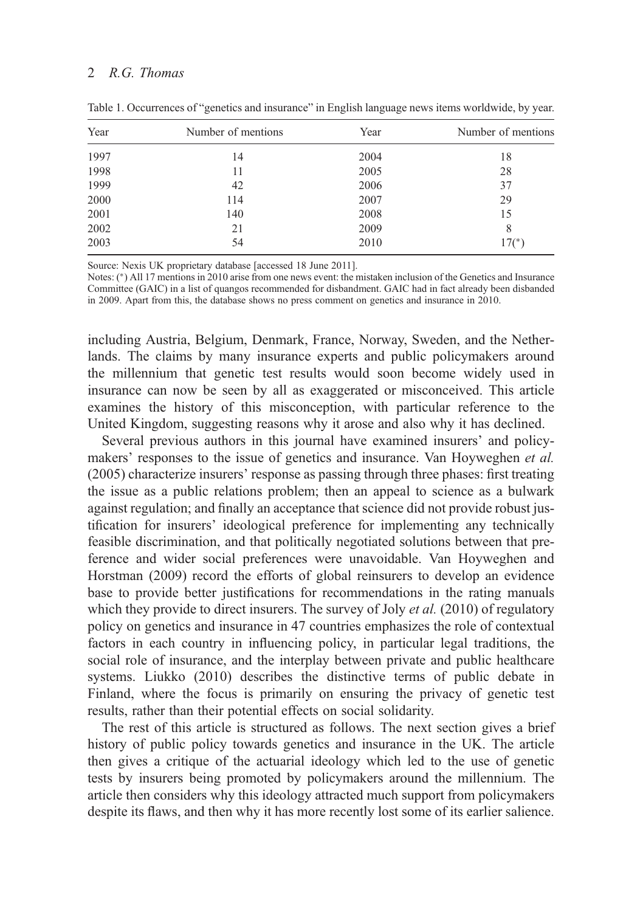Table 1. Occurrences of "genetics and insurance" in English language news items worldwide, by year.

| Year | Number of mentions | Year | Number of mentions |
|---|---|---|---|
| 1997 | 14 | 2004 | 18 |
| 1998 | 11 | 2005 | 28 |
| 1999 | 42 | 2006 | 37 |
| 2000 | 114 | 2007 | 29 |
| 2001 | 140 | 2008 | 15 |
| 2002 | 21 | 2009 | 8 |
| 2003 | 54 | 2010 | 17(*) |

Source: Nexis UK proprietary database [accessed 18 June 2011].

Notes: (*) All 17 mentions in 2010 arise from one news event: the mistaken inclusion of the Genetics and Insurance Committee (GAIC) in a list of quangos recommended for disbandment. GAIC had in fact already been disbanded in 2009. Apart from this, the database shows no press comment on genetics and insurance in 2010.

including Austria, Belgium, Denmark, France, Norway, Sweden, and the Netherlands. The claims by many insurance experts and public policymakers around the millennium that genetic test results would soon become widely used in insurance can now be seen by all as exaggerated or misconceived. This article examines the history of this misconception, with particular reference to the United Kingdom, suggesting reasons why it arose and also why it has declined.

Several previous authors in this journal have examined insurers' and policymakers' responses to the issue of genetics and insurance. Van Hoyweghen *et al.* (2005) characterize insurers' response as passing through three phases: first treating the issue as a public relations problem; then an appeal to science as a bulwark against regulation; and finally an acceptance that science did not provide robust justification for insurers' ideological preference for implementing any technically feasible discrimination, and that politically negotiated solutions between that preference and wider social preferences were unavoidable. Van Hoyweghen and Horstman (2009) record the efforts of global reinsurers to develop an evidence base to provide better justifications for recommendations in the rating manuals which they provide to direct insurers. The survey of Joly *et al.* (2010) of regulatory policy on genetics and insurance in 47 countries emphasizes the role of contextual factors in each country in influencing policy, in particular legal traditions, the social role of insurance, and the interplay between private and public healthcare systems. Liukko (2010) describes the distinctive terms of public debate in Finland, where the focus is primarily on ensuring the privacy of genetic test results, rather than their potential effects on social solidarity.

The rest of this article is structured as follows. The next section gives a brief history of public policy towards genetics and insurance in the UK. The article then gives a critique of the actuarial ideology which led to the use of genetic tests by insurers being promoted by policymakers around the millennium. The article then considers why this ideology attracted much support from policymakers despite its flaws, and then why it has more recently lost some of its earlier salience.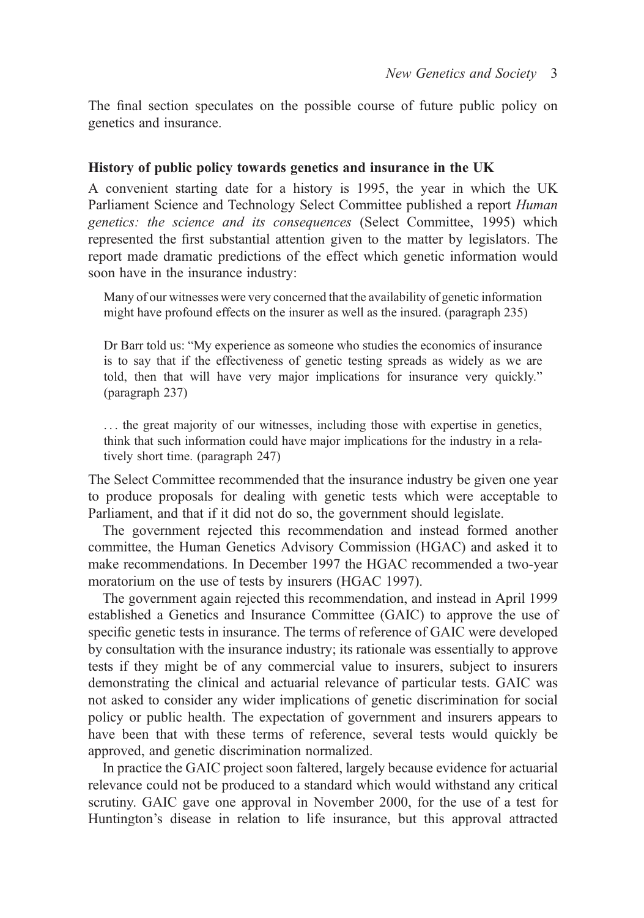The final section speculates on the possible course of future public policy on genetics and insurance.

## History of public policy towards genetics and insurance in the UK

A convenient starting date for a history is 1995, the year in which the UK Parliament Science and Technology Select Committee published a report *Human genetics: the science and its consequences* (Select Committee, 1995) which represented the first substantial attention given to the matter by legislators. The report made dramatic predictions of the effect which genetic information would soon have in the insurance industry:

> Many of our witnesses were very concerned that the availability of genetic information might have profound effects on the insurer as well as the insured. (paragraph 235)
>
> Dr Barr told us: "My experience as someone who studies the economics of insurance is to say that if the effectiveness of genetic testing spreads as widely as we are told, then that will have very major implications for insurance very quickly." (paragraph 237)
>
> ... the great majority of our witnesses, including those with expertise in genetics, think that such information could have major implications for the industry in a relatively short time. (paragraph 247)

The Select Committee recommended that the insurance industry be given one year to produce proposals for dealing with genetic tests which were acceptable to Parliament, and that if it did not do so, the government should legislate.

The government rejected this recommendation and instead formed another committee, the Human Genetics Advisory Commission (HGAC) and asked it to make recommendations. In December 1997 the HGAC recommended a two-year moratorium on the use of tests by insurers (HGAC 1997).

The government again rejected this recommendation, and instead in April 1999 established a Genetics and Insurance Committee (GAIC) to approve the use of specific genetic tests in insurance. The terms of reference of GAIC were developed by consultation with the insurance industry; its rationale was essentially to approve tests if they might be of any commercial value to insurers, subject to insurers demonstrating the clinical and actuarial relevance of particular tests. GAIC was not asked to consider any wider implications of genetic discrimination for social policy or public health. The expectation of government and insurers appears to have been that with these terms of reference, several tests would quickly be approved, and genetic discrimination normalized.

In practice the GAIC project soon faltered, largely because evidence for actuarial relevance could not be produced to a standard which would withstand any critical scrutiny. GAIC gave one approval in November 2000, for the use of a test for Huntington's disease in relation to life insurance, but this approval attracted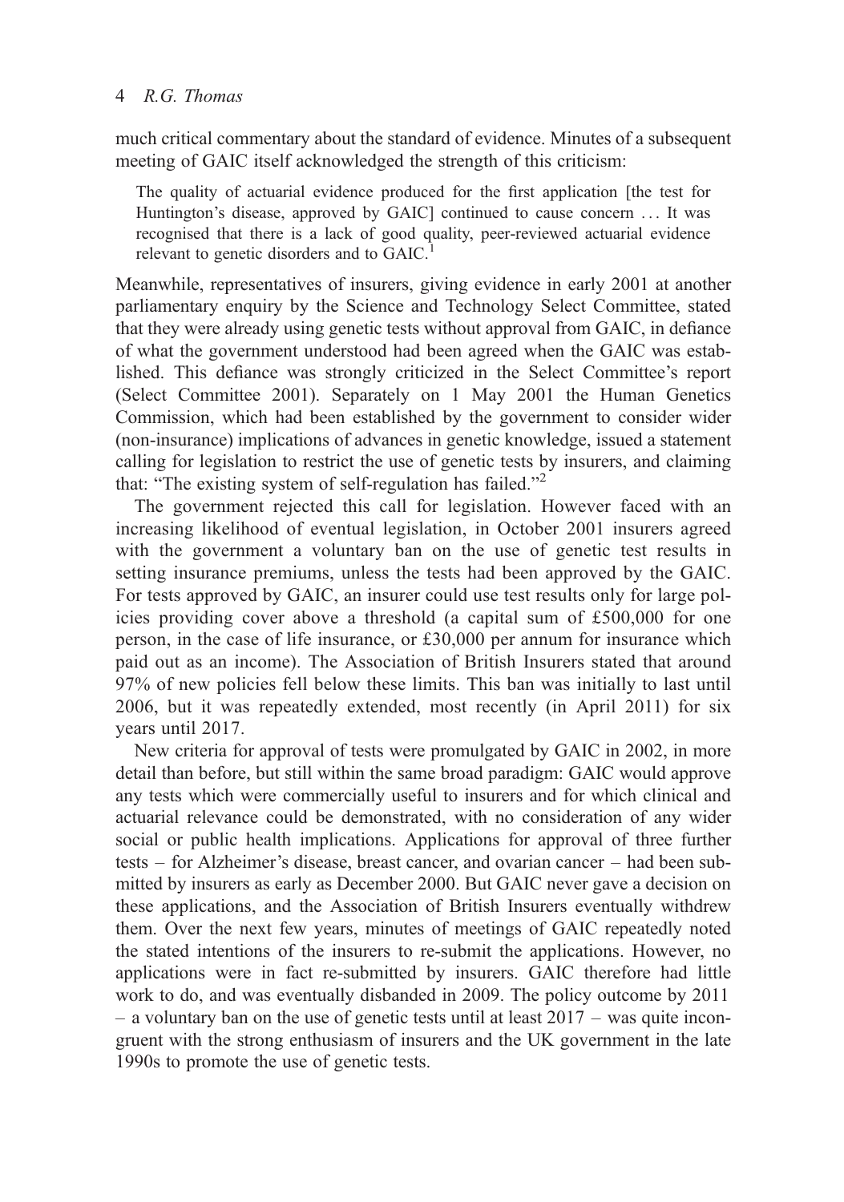much critical commentary about the standard of evidence. Minutes of a subsequent meeting of GAIC itself acknowledged the strength of this criticism:

> The quality of actuarial evidence produced for the first application [the test for Huntington's disease, approved by GAIC] continued to cause concern … It was recognised that there is a lack of good quality, peer-reviewed actuarial evidence relevant to genetic disorders and to GAIC.[1]

Meanwhile, representatives of insurers, giving evidence in early 2001 at another parliamentary enquiry by the Science and Technology Select Committee, stated that they were already using genetic tests without approval from GAIC, in defiance of what the government understood had been agreed when the GAIC was established. This defiance was strongly criticized in the Select Committee's report (Select Committee 2001). Separately on 1 May 2001 the Human Genetics Commission, which had been established by the government to consider wider (non-insurance) implications of advances in genetic knowledge, issued a statement calling for legislation to restrict the use of genetic tests by insurers, and claiming that: "The existing system of self-regulation has failed."[2]

The government rejected this call for legislation. However faced with an increasing likelihood of eventual legislation, in October 2001 insurers agreed with the government a voluntary ban on the use of genetic test results in setting insurance premiums, unless the tests had been approved by the GAIC. For tests approved by GAIC, an insurer could use test results only for large policies providing cover above a threshold (a capital sum of £500,000 for one person, in the case of life insurance, or £30,000 per annum for insurance which paid out as an income). The Association of British Insurers stated that around 97% of new policies fell below these limits. This ban was initially to last until 2006, but it was repeatedly extended, most recently (in April 2011) for six years until 2017.

New criteria for approval of tests were promulgated by GAIC in 2002, in more detail than before, but still within the same broad paradigm: GAIC would approve any tests which were commercially useful to insurers and for which clinical and actuarial relevance could be demonstrated, with no consideration of any wider social or public health implications. Applications for approval of three further tests – for Alzheimer's disease, breast cancer, and ovarian cancer – had been submitted by insurers as early as December 2000. But GAIC never gave a decision on these applications, and the Association of British Insurers eventually withdrew them. Over the next few years, minutes of meetings of GAIC repeatedly noted the stated intentions of the insurers to re-submit the applications. However, no applications were in fact re-submitted by insurers. GAIC therefore had little work to do, and was eventually disbanded in 2009. The policy outcome by 2011 – a voluntary ban on the use of genetic tests until at least 2017 – was quite incongruent with the strong enthusiasm of insurers and the UK government in the late 1990s to promote the use of genetic tests.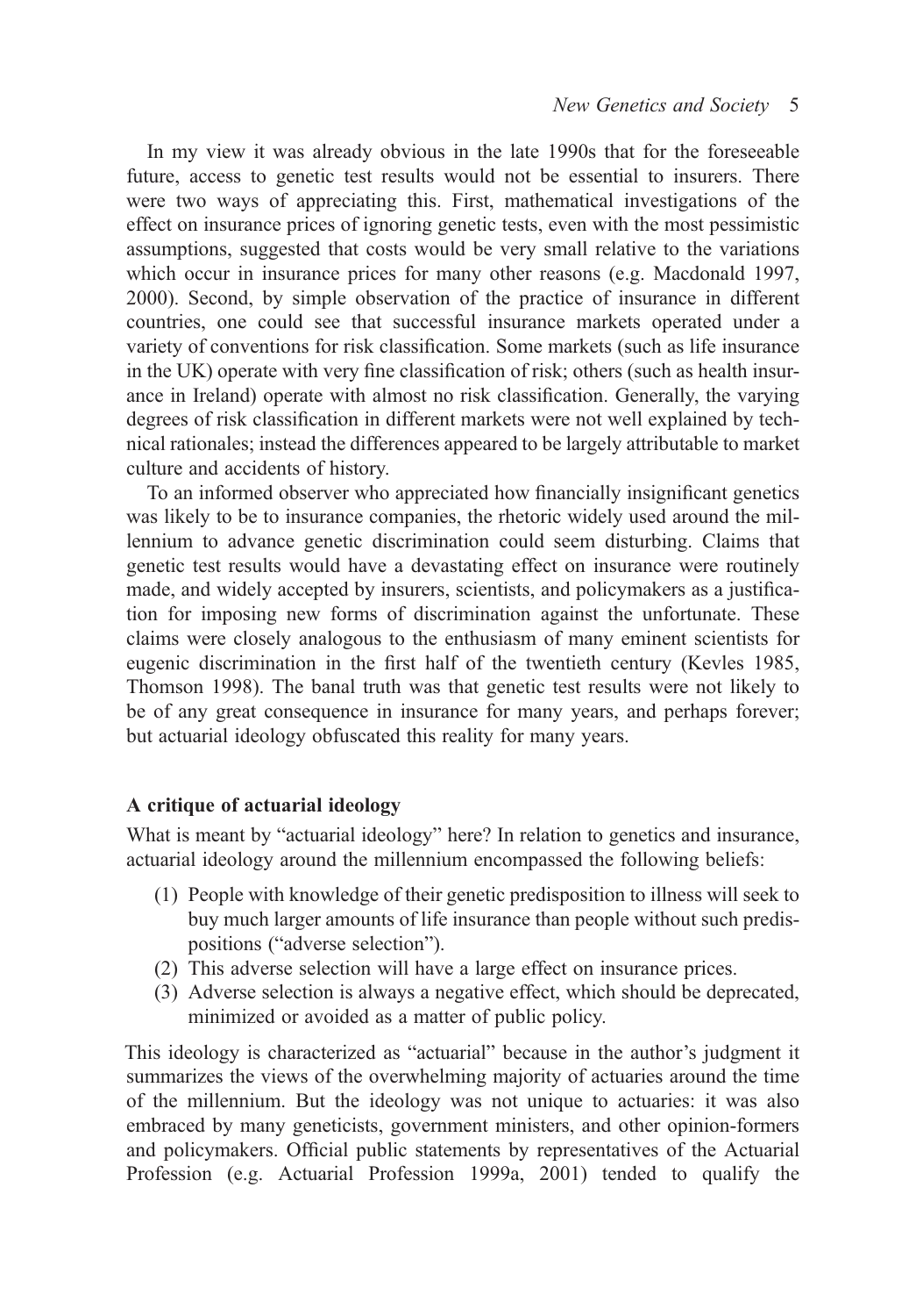In my view it was already obvious in the late 1990s that for the foreseeable future, access to genetic test results would not be essential to insurers. There were two ways of appreciating this. First, mathematical investigations of the effect on insurance prices of ignoring genetic tests, even with the most pessimistic assumptions, suggested that costs would be very small relative to the variations which occur in insurance prices for many other reasons (e.g. Macdonald 1997, 2000). Second, by simple observation of the practice of insurance in different countries, one could see that successful insurance markets operated under a variety of conventions for risk classification. Some markets (such as life insurance in the UK) operate with very fine classification of risk; others (such as health insurance in Ireland) operate with almost no risk classification. Generally, the varying degrees of risk classification in different markets were not well explained by technical rationales; instead the differences appeared to be largely attributable to market culture and accidents of history.

To an informed observer who appreciated how financially insignificant genetics was likely to be to insurance companies, the rhetoric widely used around the millennium to advance genetic discrimination could seem disturbing. Claims that genetic test results would have a devastating effect on insurance were routinely made, and widely accepted by insurers, scientists, and policymakers as a justification for imposing new forms of discrimination against the unfortunate. These claims were closely analogous to the enthusiasm of many eminent scientists for eugenic discrimination in the first half of the twentieth century (Kevles 1985, Thomson 1998). The banal truth was that genetic test results were not likely to be of any great consequence in insurance for many years, and perhaps forever; but actuarial ideology obfuscated this reality for many years.

## A critique of actuarial ideology

What is meant by "actuarial ideology" here? In relation to genetics and insurance, actuarial ideology around the millennium encompassed the following beliefs:

1. People with knowledge of their genetic predisposition to illness will seek to buy much larger amounts of life insurance than people without such predispositions ("adverse selection").
2. This adverse selection will have a large effect on insurance prices.
3. Adverse selection is always a negative effect, which should be deprecated, minimized or avoided as a matter of public policy.

This ideology is characterized as "actuarial" because in the author's judgment it summarizes the views of the overwhelming majority of actuaries around the time of the millennium. But the ideology was not unique to actuaries: it was also embraced by many geneticists, government ministers, and other opinion-formers and policymakers. Official public statements by representatives of the Actuarial Profession (e.g. Actuarial Profession 1999a, 2001) tended to qualify the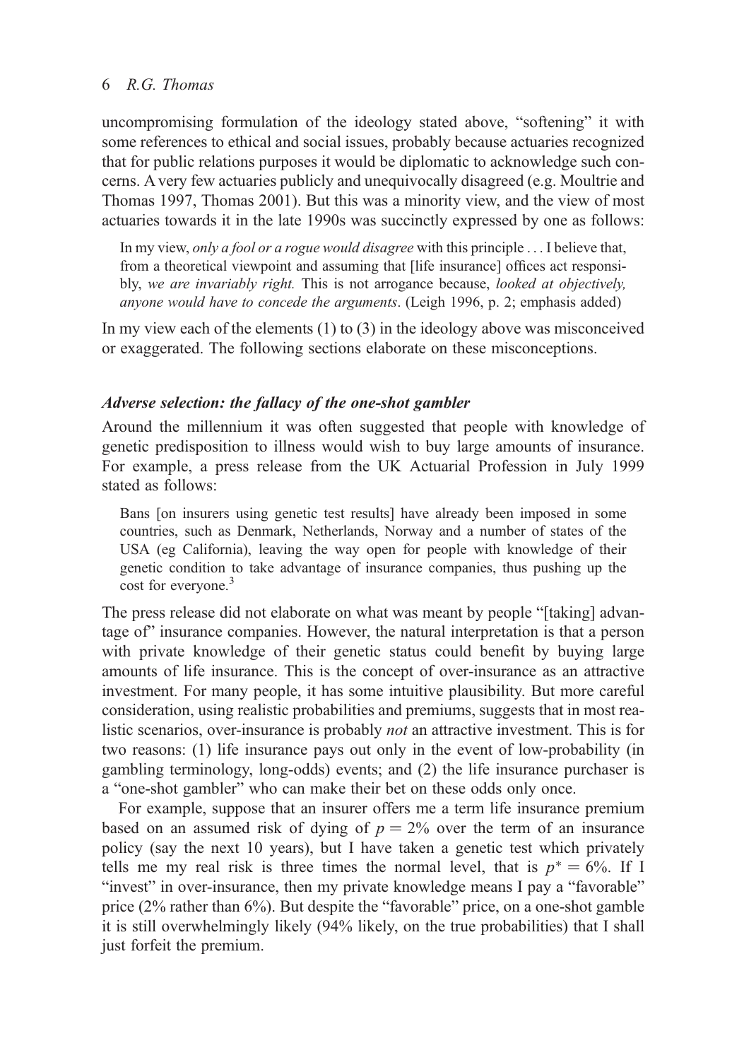uncompromising formulation of the ideology stated above, "softening" it with some references to ethical and social issues, probably because actuaries recognized that for public relations purposes it would be diplomatic to acknowledge such concerns. A very few actuaries publicly and unequivocally disagreed (e.g. Moultrie and Thomas 1997, Thomas 2001). But this was a minority view, and the view of most actuaries towards it in the late 1990s was succinctly expressed by one as follows:

> In my view, *only a fool or a rogue would disagree* with this principle . . . I believe that, from a theoretical viewpoint and assuming that [life insurance] offices act responsibly, *we are invariably right.* This is not arrogance because, *looked at objectively, anyone would have to concede the arguments*. (Leigh 1996, p. 2; emphasis added)

In my view each of the elements (1) to (3) in the ideology above was misconceived or exaggerated. The following sections elaborate on these misconceptions.

### *Adverse selection: the fallacy of the one-shot gambler*

Around the millennium it was often suggested that people with knowledge of genetic predisposition to illness would wish to buy large amounts of insurance. For example, a press release from the UK Actuarial Profession in July 1999 stated as follows:

> Bans [on insurers using genetic test results] have already been imposed in some countries, such as Denmark, Netherlands, Norway and a number of states of the USA (eg California), leaving the way open for people with knowledge of their genetic condition to take advantage of insurance companies, thus pushing up the cost for everyone.[3]

The press release did not elaborate on what was meant by people "[taking] advantage of" insurance companies. However, the natural interpretation is that a person with private knowledge of their genetic status could benefit by buying large amounts of life insurance. This is the concept of over-insurance as an attractive investment. For many people, it has some intuitive plausibility. But more careful consideration, using realistic probabilities and premiums, suggests that in most realistic scenarios, over-insurance is probably *not* an attractive investment. This is for two reasons: (1) life insurance pays out only in the event of low-probability (in gambling terminology, long-odds) events; and (2) the life insurance purchaser is a "one-shot gambler" who can make their bet on these odds only once.

For example, suppose that an insurer offers me a term life insurance premium based on an assumed risk of dying of $p = 2\%$ over the term of an insurance policy (say the next 10 years), but I have taken a genetic test which privately tells me my real risk is three times the normal level, that is $p^* = 6\%$. If I "invest" in over-insurance, then my private knowledge means I pay a "favorable" price (2% rather than 6%). But despite the "favorable" price, on a one-shot gamble it is still overwhelmingly likely (94% likely, on the true probabilities) that I shall just forfeit the premium.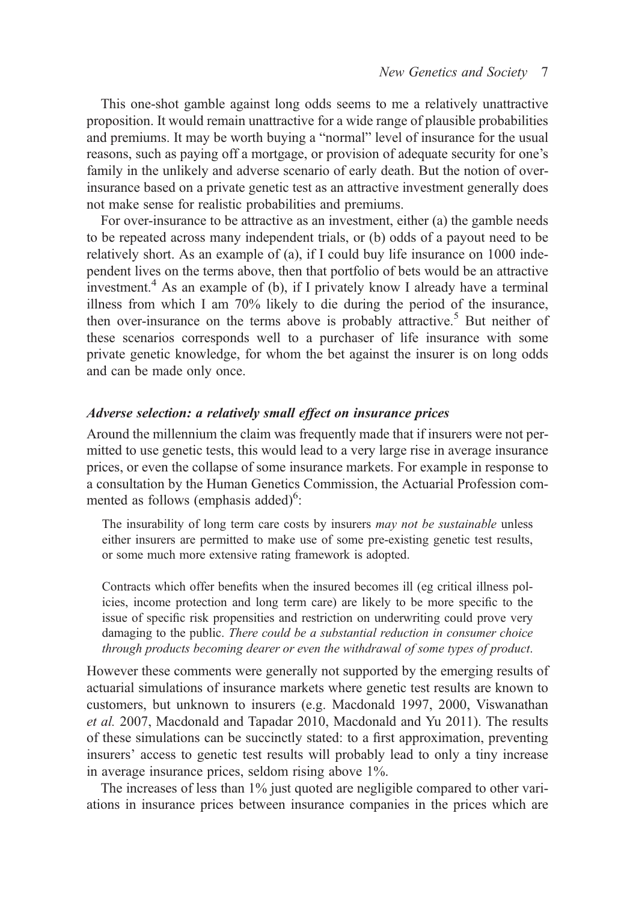This one-shot gamble against long odds seems to me a relatively unattractive proposition. It would remain unattractive for a wide range of plausible probabilities and premiums. It may be worth buying a "normal" level of insurance for the usual reasons, such as paying off a mortgage, or provision of adequate security for one's family in the unlikely and adverse scenario of early death. But the notion of over-insurance based on a private genetic test as an attractive investment generally does not make sense for realistic probabilities and premiums.

For over-insurance to be attractive as an investment, either (a) the gamble needs to be repeated across many independent trials, or (b) odds of a payout need to be relatively short. As an example of (a), if I could buy life insurance on 1000 independent lives on the terms above, then that portfolio of bets would be an attractive investment.[4] As an example of (b), if I privately know I already have a terminal illness from which I am 70% likely to die during the period of the insurance, then over-insurance on the terms above is probably attractive.[5] But neither of these scenarios corresponds well to a purchaser of life insurance with some private genetic knowledge, for whom the bet against the insurer is on long odds and can be made only once.

### *Adverse selection: a relatively small effect on insurance prices*

Around the millennium the claim was frequently made that if insurers were not permitted to use genetic tests, this would lead to a very large rise in average insurance prices, or even the collapse of some insurance markets. For example in response to a consultation by the Human Genetics Commission, the Actuarial Profession commented as follows (emphasis added)[6]:

> The insurability of long term care costs by insurers *may not be sustainable* unless either insurers are permitted to make use of some pre-existing genetic test results, or some much more extensive rating framework is adopted.
>
> Contracts which offer benefits when the insured becomes ill (eg critical illness policies, income protection and long term care) are likely to be more specific to the issue of specific risk propensities and restriction on underwriting could prove very damaging to the public. *There could be a substantial reduction in consumer choice through products becoming dearer or even the withdrawal of some types of product*.

However these comments were generally not supported by the emerging results of actuarial simulations of insurance markets where genetic test results are known to customers, but unknown to insurers (e.g. Macdonald 1997, 2000, Viswanathan *et al.* 2007, Macdonald and Tapadar 2010, Macdonald and Yu 2011). The results of these simulations can be succinctly stated: to a first approximation, preventing insurers' access to genetic test results will probably lead to only a tiny increase in average insurance prices, seldom rising above 1%.

The increases of less than 1% just quoted are negligible compared to other variations in insurance prices between insurance companies in the prices which are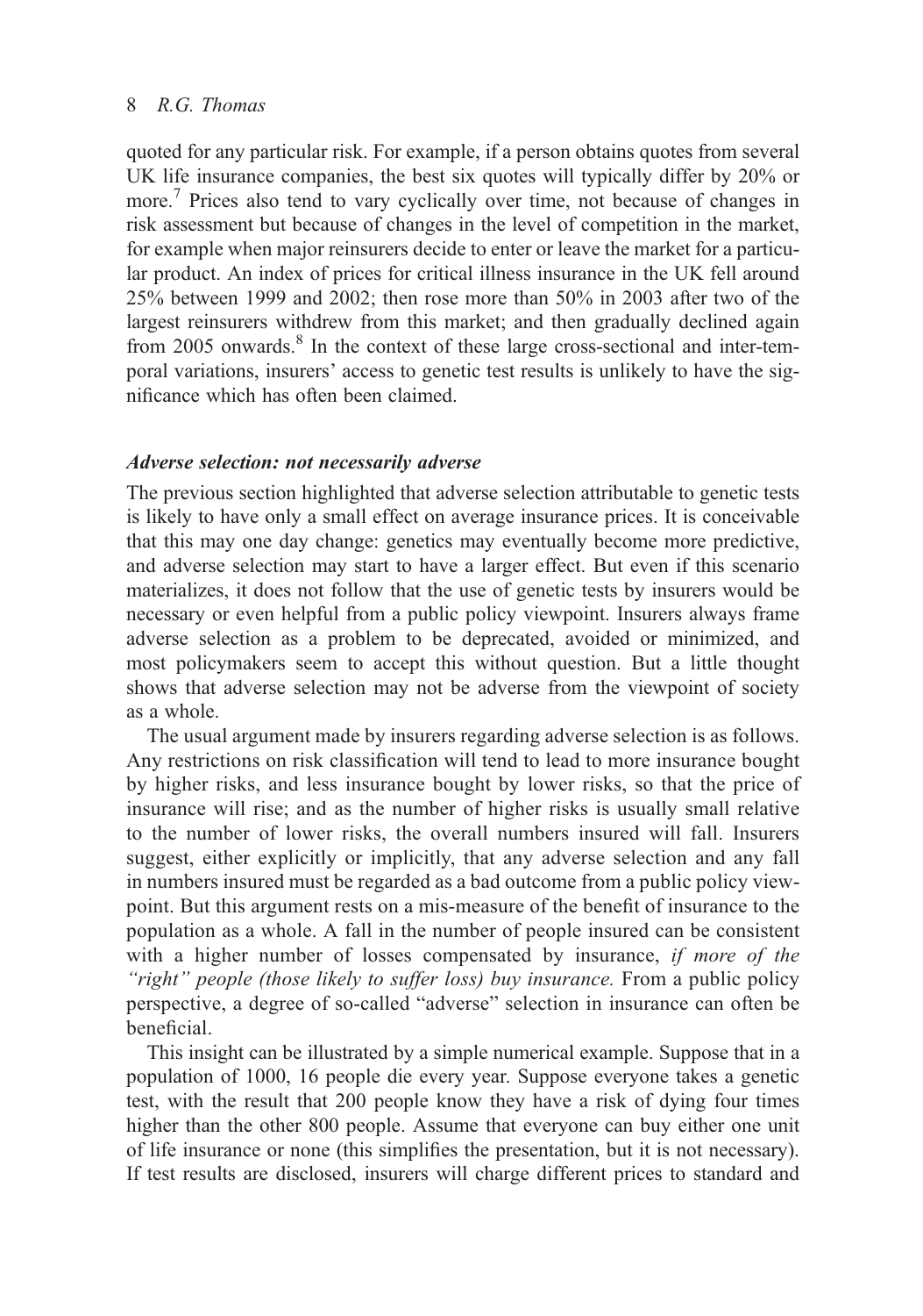quoted for any particular risk. For example, if a person obtains quotes from several UK life insurance companies, the best six quotes will typically differ by 20% or more.[7] Prices also tend to vary cyclically over time, not because of changes in risk assessment but because of changes in the level of competition in the market, for example when major reinsurers decide to enter or leave the market for a particular product. An index of prices for critical illness insurance in the UK fell around 25% between 1999 and 2002; then rose more than 50% in 2003 after two of the largest reinsurers withdrew from this market; and then gradually declined again from 2005 onwards.[8] In the context of these large cross-sectional and inter-temporal variations, insurers' access to genetic test results is unlikely to have the significance which has often been claimed.

### *Adverse selection: not necessarily adverse*

The previous section highlighted that adverse selection attributable to genetic tests is likely to have only a small effect on average insurance prices. It is conceivable that this may one day change: genetics may eventually become more predictive, and adverse selection may start to have a larger effect. But even if this scenario materializes, it does not follow that the use of genetic tests by insurers would be necessary or even helpful from a public policy viewpoint. Insurers always frame adverse selection as a problem to be deprecated, avoided or minimized, and most policymakers seem to accept this without question. But a little thought shows that adverse selection may not be adverse from the viewpoint of society as a whole.

The usual argument made by insurers regarding adverse selection is as follows. Any restrictions on risk classification will tend to lead to more insurance bought by higher risks, and less insurance bought by lower risks, so that the price of insurance will rise; and as the number of higher risks is usually small relative to the number of lower risks, the overall numbers insured will fall. Insurers suggest, either explicitly or implicitly, that any adverse selection and any fall in numbers insured must be regarded as a bad outcome from a public policy viewpoint. But this argument rests on a mis-measure of the benefit of insurance to the population as a whole. A fall in the number of people insured can be consistent with a higher number of losses compensated by insurance, *if more of the "right" people (those likely to suffer loss) buy insurance.* From a public policy perspective, a degree of so-called "adverse" selection in insurance can often be beneficial.

This insight can be illustrated by a simple numerical example. Suppose that in a population of 1000, 16 people die every year. Suppose everyone takes a genetic test, with the result that 200 people know they have a risk of dying four times higher than the other 800 people. Assume that everyone can buy either one unit of life insurance or none (this simplifies the presentation, but it is not necessary). If test results are disclosed, insurers will charge different prices to standard and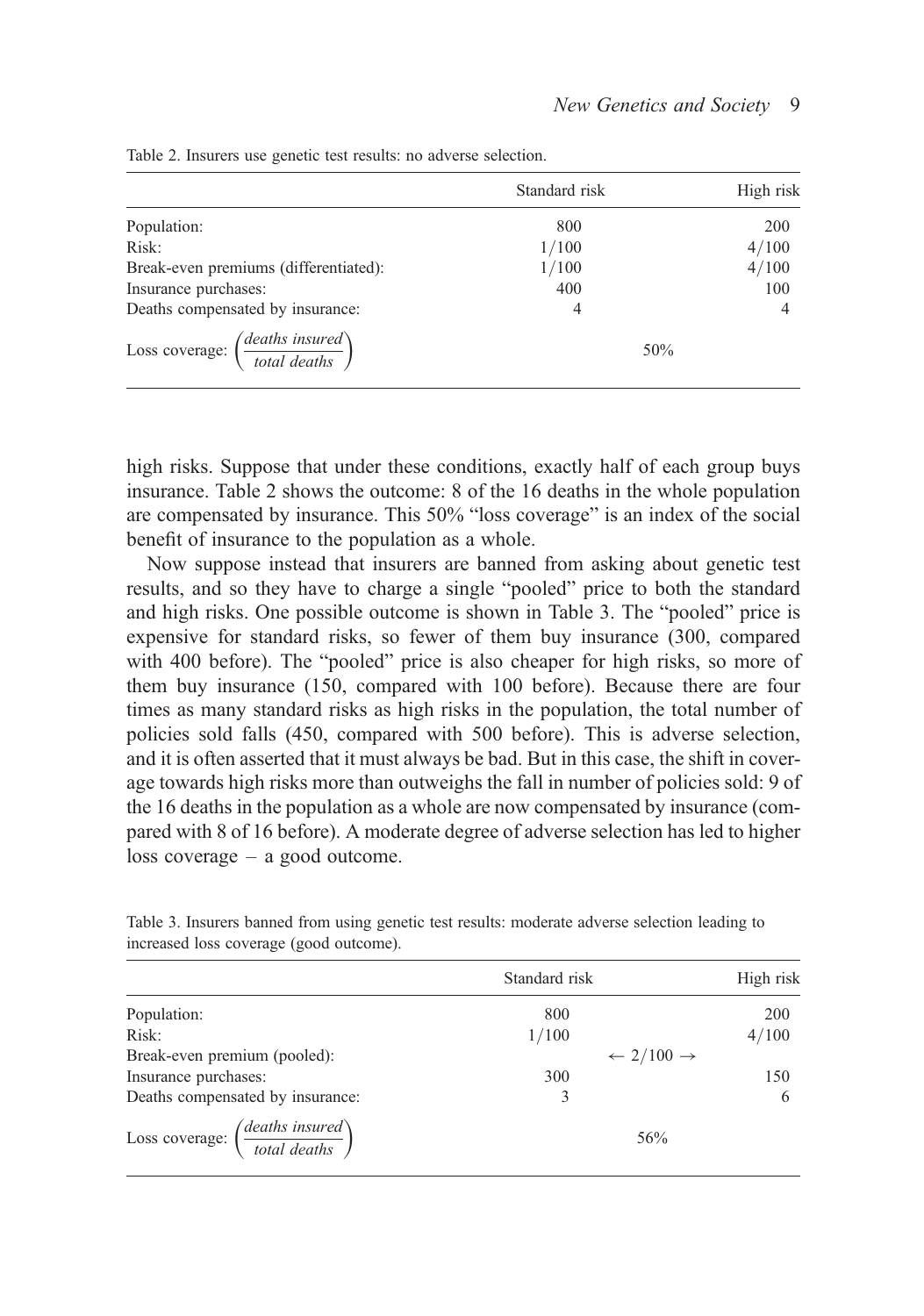Table 2. Insurers use genetic test results: no adverse selection.

| | Standard risk | High risk |
|---|---|---|
| Population: | 800 | 200 |
| Risk: | 1/100 | 4/100 |
| Break-even premiums (differentiated): | 1/100 | 4/100 |
| Insurance purchases: | 400 | 100 |
| Deaths compensated by insurance: | 4 | 4 |
| Loss coverage: $\left(\frac{\textit{deaths insured}}{\textit{total deaths}}\right)$ | 50% | |

high risks. Suppose that under these conditions, exactly half of each group buys insurance. Table 2 shows the outcome: 8 of the 16 deaths in the whole population are compensated by insurance. This 50% "loss coverage" is an index of the social benefit of insurance to the population as a whole.

Now suppose instead that insurers are banned from asking about genetic test results, and so they have to charge a single "pooled" price to both the standard and high risks. One possible outcome is shown in Table 3. The "pooled" price is expensive for standard risks, so fewer of them buy insurance (300, compared with 400 before). The "pooled" price is also cheaper for high risks, so more of them buy insurance (150, compared with 100 before). Because there are four times as many standard risks as high risks in the population, the total number of policies sold falls (450, compared with 500 before). This is adverse selection, and it is often asserted that it must always be bad. But in this case, the shift in coverage towards high risks more than outweighs the fall in number of policies sold: 9 of the 16 deaths in the population as a whole are now compensated by insurance (compared with 8 of 16 before). A moderate degree of adverse selection has led to higher loss coverage – a good outcome.

Table 3. Insurers banned from using genetic test results: moderate adverse selection leading to increased loss coverage (good outcome).

| | Standard risk | High risk |
|---|---|---|
| Population: | 800 | 200 |
| Risk: | 1/100 | 4/100 |
| Break-even premium (pooled): | ← 2/100 → | |
| Insurance purchases: | 300 | 150 |
| Deaths compensated by insurance: | 3 | 6 |
| Loss coverage: $\left(\frac{\textit{deaths insured}}{\textit{total deaths}}\right)$ | 56% | |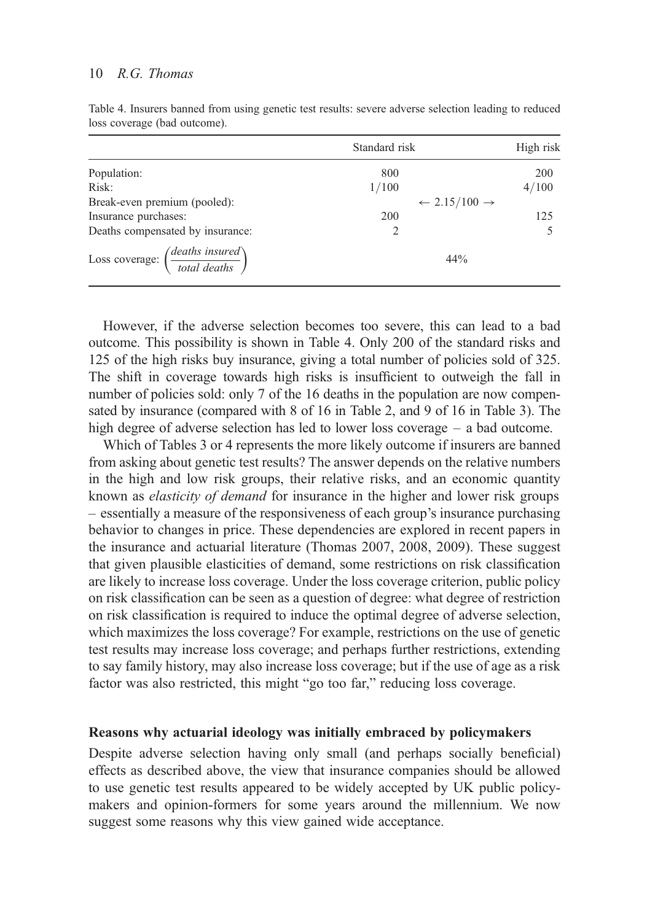Table 4. Insurers banned from using genetic test results: severe adverse selection leading to reduced loss coverage (bad outcome).

| | Standard risk | | High risk |
|---|---|---|---|
| Population: | 800 | | 200 |
| Risk: | 1/100 | | 4/100 |
| Break-even premium (pooled): | | $\leftarrow 2.15/100 \rightarrow$ | |
| Insurance purchases: | 200 | | 125 |
| Deaths compensated by insurance: | 2 | | 5 |
| Loss coverage: $\left(\frac{\textit{deaths insured}}{\textit{total deaths}}\right)$ | | 44% | |

However, if the adverse selection becomes too severe, this can lead to a bad outcome. This possibility is shown in Table 4. Only 200 of the standard risks and 125 of the high risks buy insurance, giving a total number of policies sold of 325. The shift in coverage towards high risks is insufficient to outweigh the fall in number of policies sold: only 7 of the 16 deaths in the population are now compensated by insurance (compared with 8 of 16 in Table 2, and 9 of 16 in Table 3). The high degree of adverse selection has led to lower loss coverage – a bad outcome.

Which of Tables 3 or 4 represents the more likely outcome if insurers are banned from asking about genetic test results? The answer depends on the relative numbers in the high and low risk groups, their relative risks, and an economic quantity known as *elasticity of demand* for insurance in the higher and lower risk groups – essentially a measure of the responsiveness of each group's insurance purchasing behavior to changes in price. These dependencies are explored in recent papers in the insurance and actuarial literature (Thomas 2007, 2008, 2009). These suggest that given plausible elasticities of demand, some restrictions on risk classification are likely to increase loss coverage. Under the loss coverage criterion, public policy on risk classification can be seen as a question of degree: what degree of restriction on risk classification is required to induce the optimal degree of adverse selection, which maximizes the loss coverage? For example, restrictions on the use of genetic test results may increase loss coverage; and perhaps further restrictions, extending to say family history, may also increase loss coverage; but if the use of age as a risk factor was also restricted, this might "go too far," reducing loss coverage.

## Reasons why actuarial ideology was initially embraced by policymakers

Despite adverse selection having only small (and perhaps socially beneficial) effects as described above, the view that insurance companies should be allowed to use genetic test results appeared to be widely accepted by UK public policymakers and opinion-formers for some years around the millennium. We now suggest some reasons why this view gained wide acceptance.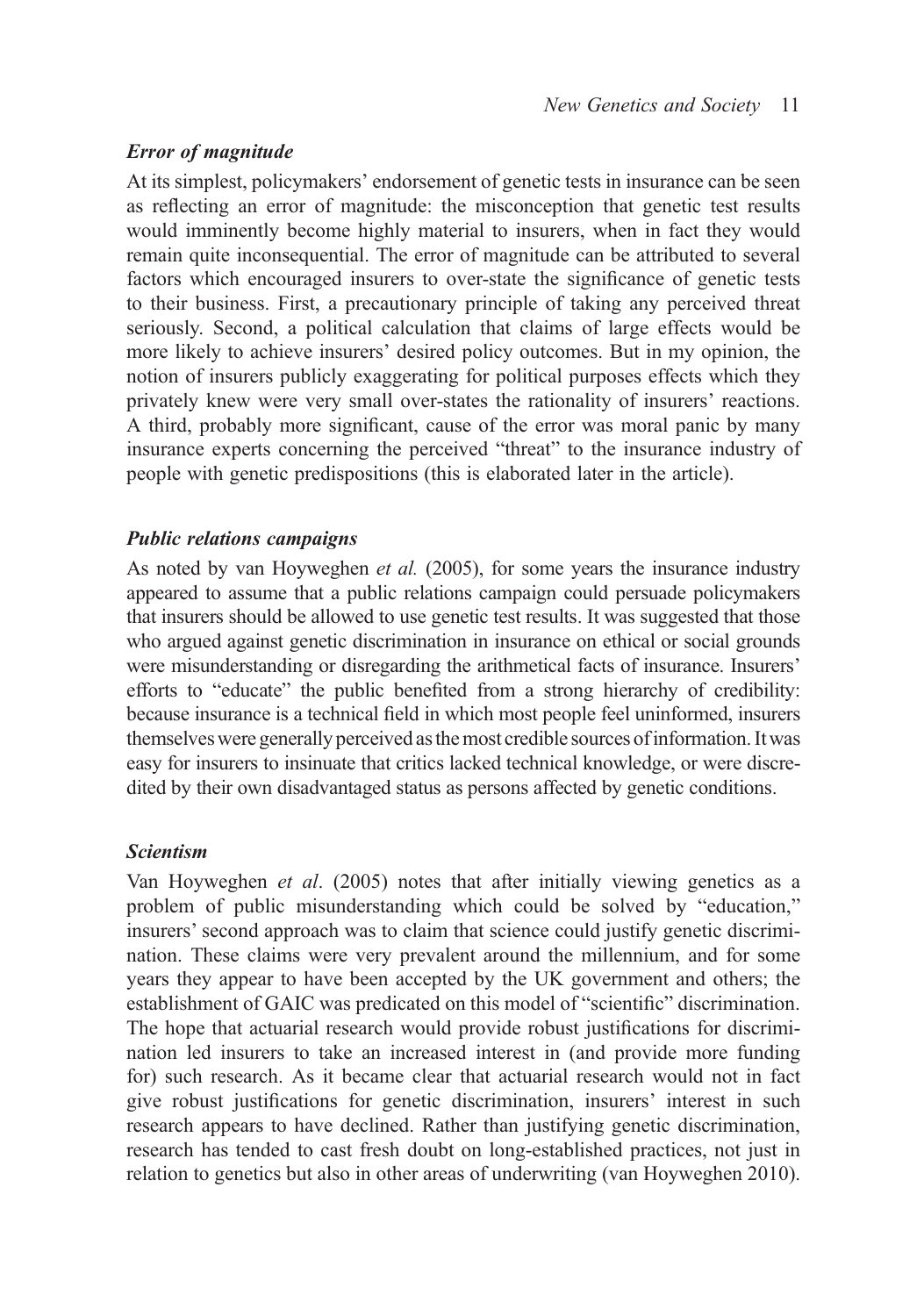### *Error of magnitude*

At its simplest, policymakers' endorsement of genetic tests in insurance can be seen as reflecting an error of magnitude: the misconception that genetic test results would imminently become highly material to insurers, when in fact they would remain quite inconsequential. The error of magnitude can be attributed to several factors which encouraged insurers to over-state the significance of genetic tests to their business. First, a precautionary principle of taking any perceived threat seriously. Second, a political calculation that claims of large effects would be more likely to achieve insurers' desired policy outcomes. But in my opinion, the notion of insurers publicly exaggerating for political purposes effects which they privately knew were very small over-states the rationality of insurers' reactions. A third, probably more significant, cause of the error was moral panic by many insurance experts concerning the perceived "threat" to the insurance industry of people with genetic predispositions (this is elaborated later in the article).

### *Public relations campaigns*

As noted by van Hoyweghen *et al.* (2005), for some years the insurance industry appeared to assume that a public relations campaign could persuade policymakers that insurers should be allowed to use genetic test results. It was suggested that those who argued against genetic discrimination in insurance on ethical or social grounds were misunderstanding or disregarding the arithmetical facts of insurance. Insurers' efforts to "educate" the public benefited from a strong hierarchy of credibility: because insurance is a technical field in which most people feel uninformed, insurers themselves were generally perceived as the most credible sources of information. It was easy for insurers to insinuate that critics lacked technical knowledge, or were discredited by their own disadvantaged status as persons affected by genetic conditions.

### *Scientism*

Van Hoyweghen *et al*. (2005) notes that after initially viewing genetics as a problem of public misunderstanding which could be solved by "education," insurers' second approach was to claim that science could justify genetic discrimination. These claims were very prevalent around the millennium, and for some years they appear to have been accepted by the UK government and others; the establishment of GAIC was predicated on this model of "scientific" discrimination. The hope that actuarial research would provide robust justifications for discrimination led insurers to take an increased interest in (and provide more funding for) such research. As it became clear that actuarial research would not in fact give robust justifications for genetic discrimination, insurers' interest in such research appears to have declined. Rather than justifying genetic discrimination, research has tended to cast fresh doubt on long-established practices, not just in relation to genetics but also in other areas of underwriting (van Hoyweghen 2010).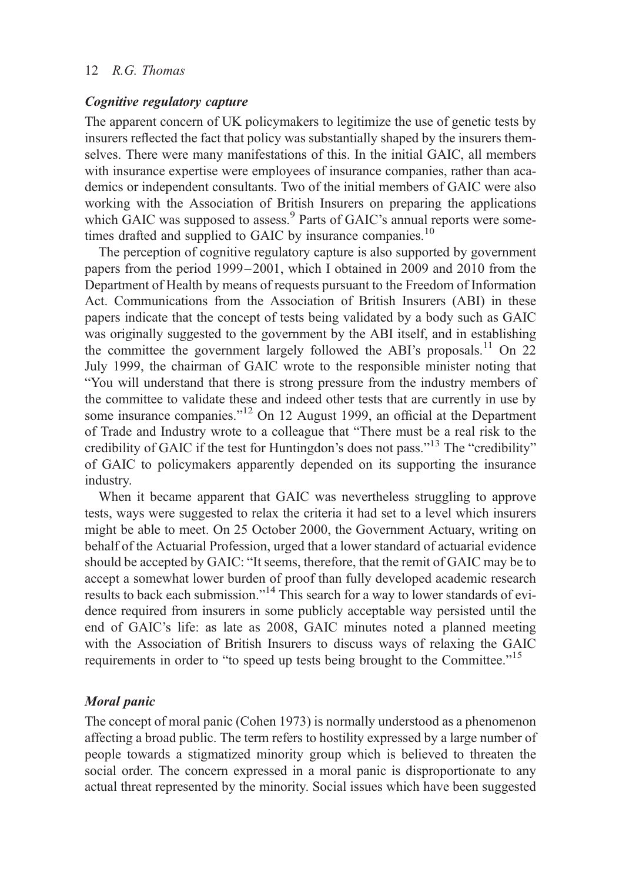### *Cognitive regulatory capture*

The apparent concern of UK policymakers to legitimize the use of genetic tests by insurers reflected the fact that policy was substantially shaped by the insurers themselves. There were many manifestations of this. In the initial GAIC, all members with insurance expertise were employees of insurance companies, rather than academics or independent consultants. Two of the initial members of GAIC were also working with the Association of British Insurers on preparing the applications which GAIC was supposed to assess.[9] Parts of GAIC's annual reports were sometimes drafted and supplied to GAIC by insurance companies.[10]

The perception of cognitive regulatory capture is also supported by government papers from the period 1999–2001, which I obtained in 2009 and 2010 from the Department of Health by means of requests pursuant to the Freedom of Information Act. Communications from the Association of British Insurers (ABI) in these papers indicate that the concept of tests being validated by a body such as GAIC was originally suggested to the government by the ABI itself, and in establishing the committee the government largely followed the ABI's proposals.[11] On 22 July 1999, the chairman of GAIC wrote to the responsible minister noting that "You will understand that there is strong pressure from the industry members of the committee to validate these and indeed other tests that are currently in use by some insurance companies."[12] On 12 August 1999, an official at the Department of Trade and Industry wrote to a colleague that "There must be a real risk to the credibility of GAIC if the test for Huntingdon's does not pass."[13] The "credibility" of GAIC to policymakers apparently depended on its supporting the insurance industry.

When it became apparent that GAIC was nevertheless struggling to approve tests, ways were suggested to relax the criteria it had set to a level which insurers might be able to meet. On 25 October 2000, the Government Actuary, writing on behalf of the Actuarial Profession, urged that a lower standard of actuarial evidence should be accepted by GAIC: "It seems, therefore, that the remit of GAIC may be to accept a somewhat lower burden of proof than fully developed academic research results to back each submission."[14] This search for a way to lower standards of evidence required from insurers in some publicly acceptable way persisted until the end of GAIC's life: as late as 2008, GAIC minutes noted a planned meeting with the Association of British Insurers to discuss ways of relaxing the GAIC requirements in order to "to speed up tests being brought to the Committee."[15]

### *Moral panic*

The concept of moral panic (Cohen 1973) is normally understood as a phenomenon affecting a broad public. The term refers to hostility expressed by a large number of people towards a stigmatized minority group which is believed to threaten the social order. The concern expressed in a moral panic is disproportionate to any actual threat represented by the minority. Social issues which have been suggested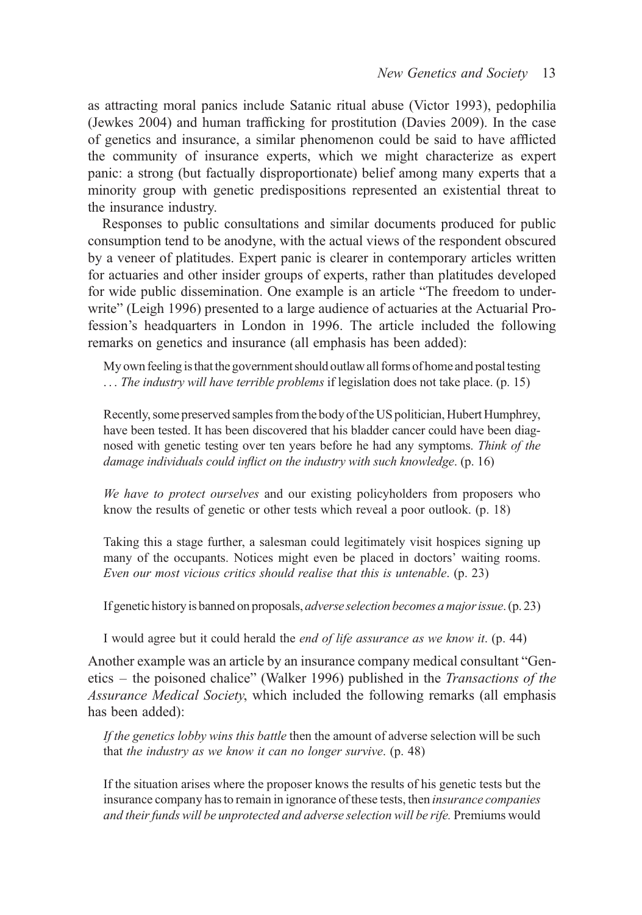as attracting moral panics include Satanic ritual abuse (Victor 1993), pedophilia (Jewkes 2004) and human trafficking for prostitution (Davies 2009). In the case of genetics and insurance, a similar phenomenon could be said to have afflicted the community of insurance experts, which we might characterize as expert panic: a strong (but factually disproportionate) belief among many experts that a minority group with genetic predispositions represented an existential threat to the insurance industry.

Responses to public consultations and similar documents produced for public consumption tend to be anodyne, with the actual views of the respondent obscured by a veneer of platitudes. Expert panic is clearer in contemporary articles written for actuaries and other insider groups of experts, rather than platitudes developed for wide public dissemination. One example is an article "The freedom to underwrite" (Leigh 1996) presented to a large audience of actuaries at the Actuarial Profession's headquarters in London in 1996. The article included the following remarks on genetics and insurance (all emphasis has been added):

> My own feeling is that the government should outlaw all forms of home and postal testing ... *The industry will have terrible problems* if legislation does not take place. (p. 15)

> Recently, some preserved samples from the body of the US politician, Hubert Humphrey, have been tested. It has been discovered that his bladder cancer could have been diagnosed with genetic testing over ten years before he had any symptoms. *Think of the damage individuals could inflict on the industry with such knowledge*. (p. 16)

> *We have to protect ourselves* and our existing policyholders from proposers who know the results of genetic or other tests which reveal a poor outlook. (p. 18)

> Taking this a stage further, a salesman could legitimately visit hospices signing up many of the occupants. Notices might even be placed in doctors' waiting rooms. *Even our most vicious critics should realise that this is untenable*. (p. 23)

> If genetic history is banned on proposals, *adverse selection becomes a major issue*. (p. 23)

> I would agree but it could herald the *end of life assurance as we know it*. (p. 44)

Another example was an article by an insurance company medical consultant "Genetics – the poisoned chalice" (Walker 1996) published in the *Transactions of the Assurance Medical Society*, which included the following remarks (all emphasis has been added):

> *If the genetics lobby wins this battle* then the amount of adverse selection will be such that *the industry as we know it can no longer survive*. (p. 48)

> If the situation arises where the proposer knows the results of his genetic tests but the insurance company has to remain in ignorance of these tests, then *insurance companies and their funds will be unprotected and adverse selection will be rife.* Premiums would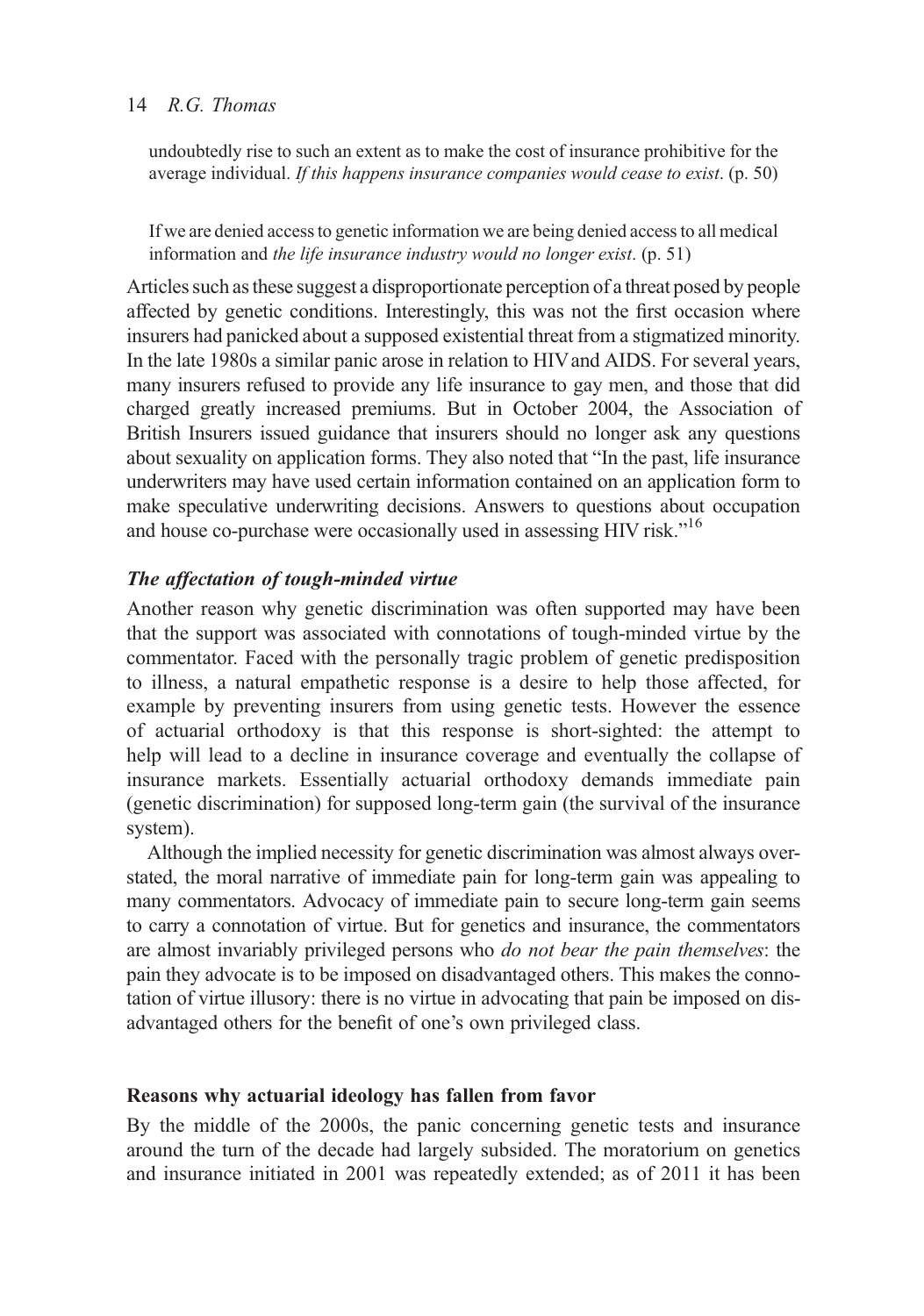> undoubtedly rise to such an extent as to make the cost of insurance prohibitive for the average individual. *If this happens insurance companies would cease to exist*. (p. 50)

> If we are denied access to genetic information we are being denied access to all medical information and *the life insurance industry would no longer exist*. (p. 51)

Articles such as these suggest a disproportionate perception of a threat posed by people affected by genetic conditions. Interestingly, this was not the first occasion where insurers had panicked about a supposed existential threat from a stigmatized minority. In the late 1980s a similar panic arose in relation to HIV and AIDS. For several years, many insurers refused to provide any life insurance to gay men, and those that did charged greatly increased premiums. But in October 2004, the Association of British Insurers issued guidance that insurers should no longer ask any questions about sexuality on application forms. They also noted that "In the past, life insurance underwriters may have used certain information contained on an application form to make speculative underwriting decisions. Answers to questions about occupation and house co-purchase were occasionally used in assessing HIV risk."[16]

### *The affectation of tough-minded virtue*

Another reason why genetic discrimination was often supported may have been that the support was associated with connotations of tough-minded virtue by the commentator. Faced with the personally tragic problem of genetic predisposition to illness, a natural empathetic response is a desire to help those affected, for example by preventing insurers from using genetic tests. However the essence of actuarial orthodoxy is that this response is short-sighted: the attempt to help will lead to a decline in insurance coverage and eventually the collapse of insurance markets. Essentially actuarial orthodoxy demands immediate pain (genetic discrimination) for supposed long-term gain (the survival of the insurance system).

Although the implied necessity for genetic discrimination was almost always overstated, the moral narrative of immediate pain for long-term gain was appealing to many commentators. Advocacy of immediate pain to secure long-term gain seems to carry a connotation of virtue. But for genetics and insurance, the commentators are almost invariably privileged persons who *do not bear the pain themselves*: the pain they advocate is to be imposed on disadvantaged others. This makes the connotation of virtue illusory: there is no virtue in advocating that pain be imposed on disadvantaged others for the benefit of one's own privileged class.

## Reasons why actuarial ideology has fallen from favor

By the middle of the 2000s, the panic concerning genetic tests and insurance around the turn of the decade had largely subsided. The moratorium on genetics and insurance initiated in 2001 was repeatedly extended; as of 2011 it has been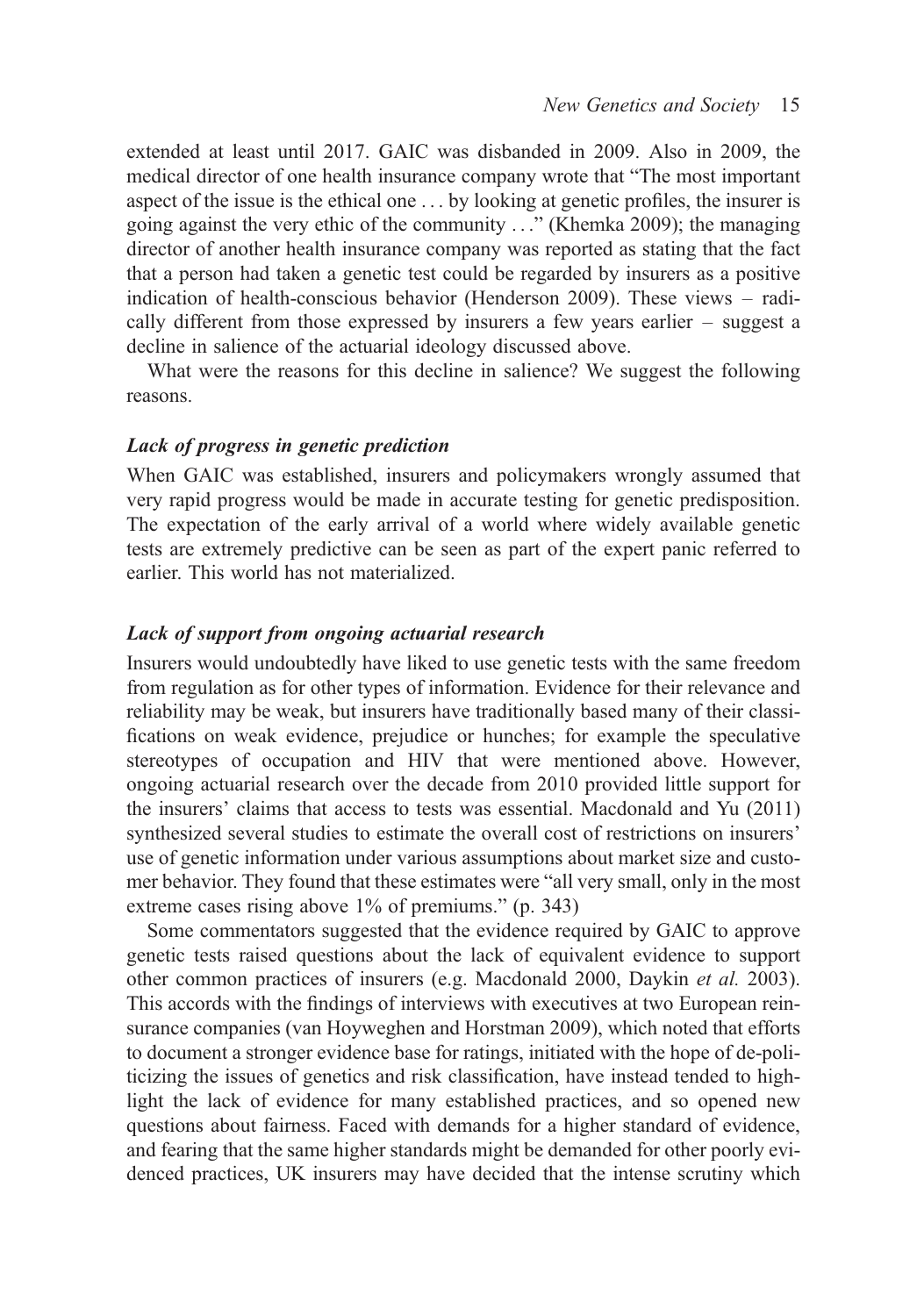extended at least until 2017. GAIC was disbanded in 2009. Also in 2009, the medical director of one health insurance company wrote that "The most important aspect of the issue is the ethical one . . . by looking at genetic profiles, the insurer is going against the very ethic of the community . . ." (Khemka 2009); the managing director of another health insurance company was reported as stating that the fact that a person had taken a genetic test could be regarded by insurers as a positive indication of health-conscious behavior (Henderson 2009). These views – radically different from those expressed by insurers a few years earlier – suggest a decline in salience of the actuarial ideology discussed above.

What were the reasons for this decline in salience? We suggest the following reasons.

### *Lack of progress in genetic prediction*

When GAIC was established, insurers and policymakers wrongly assumed that very rapid progress would be made in accurate testing for genetic predisposition. The expectation of the early arrival of a world where widely available genetic tests are extremely predictive can be seen as part of the expert panic referred to earlier. This world has not materialized.

### *Lack of support from ongoing actuarial research*

Insurers would undoubtedly have liked to use genetic tests with the same freedom from regulation as for other types of information. Evidence for their relevance and reliability may be weak, but insurers have traditionally based many of their classifications on weak evidence, prejudice or hunches; for example the speculative stereotypes of occupation and HIV that were mentioned above. However, ongoing actuarial research over the decade from 2010 provided little support for the insurers' claims that access to tests was essential. Macdonald and Yu (2011) synthesized several studies to estimate the overall cost of restrictions on insurers' use of genetic information under various assumptions about market size and customer behavior. They found that these estimates were "all very small, only in the most extreme cases rising above 1% of premiums." (p. 343)

Some commentators suggested that the evidence required by GAIC to approve genetic tests raised questions about the lack of equivalent evidence to support other common practices of insurers (e.g. Macdonald 2000, Daykin *et al.* 2003). This accords with the findings of interviews with executives at two European reinsurance companies (van Hoyweghen and Horstman 2009), which noted that efforts to document a stronger evidence base for ratings, initiated with the hope of de-politicizing the issues of genetics and risk classification, have instead tended to highlight the lack of evidence for many established practices, and so opened new questions about fairness. Faced with demands for a higher standard of evidence, and fearing that the same higher standards might be demanded for other poorly evidenced practices, UK insurers may have decided that the intense scrutiny which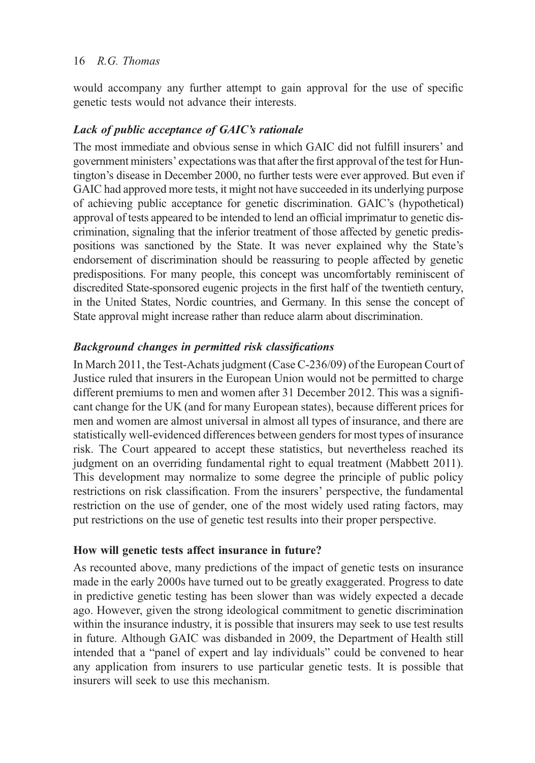would accompany any further attempt to gain approval for the use of specific genetic tests would not advance their interests.

### *Lack of public acceptance of GAIC's rationale*

The most immediate and obvious sense in which GAIC did not fulfill insurers' and government ministers' expectations was that after the first approval of the test for Huntington's disease in December 2000, no further tests were ever approved. But even if GAIC had approved more tests, it might not have succeeded in its underlying purpose of achieving public acceptance for genetic discrimination. GAIC's (hypothetical) approval of tests appeared to be intended to lend an official imprimatur to genetic discrimination, signaling that the inferior treatment of those affected by genetic predispositions was sanctioned by the State. It was never explained why the State's endorsement of discrimination should be reassuring to people affected by genetic predispositions. For many people, this concept was uncomfortably reminiscent of discredited State-sponsored eugenic projects in the first half of the twentieth century, in the United States, Nordic countries, and Germany. In this sense the concept of State approval might increase rather than reduce alarm about discrimination.

### *Background changes in permitted risk classifications*

In March 2011, the Test-Achats judgment (Case C-236/09) of the European Court of Justice ruled that insurers in the European Union would not be permitted to charge different premiums to men and women after 31 December 2012. This was a significant change for the UK (and for many European states), because different prices for men and women are almost universal in almost all types of insurance, and there are statistically well-evidenced differences between genders for most types of insurance risk. The Court appeared to accept these statistics, but nevertheless reached its judgment on an overriding fundamental right to equal treatment (Mabbett 2011). This development may normalize to some degree the principle of public policy restrictions on risk classification. From the insurers' perspective, the fundamental restriction on the use of gender, one of the most widely used rating factors, may put restrictions on the use of genetic test results into their proper perspective.

## How will genetic tests affect insurance in future?

As recounted above, many predictions of the impact of genetic tests on insurance made in the early 2000s have turned out to be greatly exaggerated. Progress to date in predictive genetic testing has been slower than was widely expected a decade ago. However, given the strong ideological commitment to genetic discrimination within the insurance industry, it is possible that insurers may seek to use test results in future. Although GAIC was disbanded in 2009, the Department of Health still intended that a "panel of expert and lay individuals" could be convened to hear any application from insurers to use particular genetic tests. It is possible that insurers will seek to use this mechanism.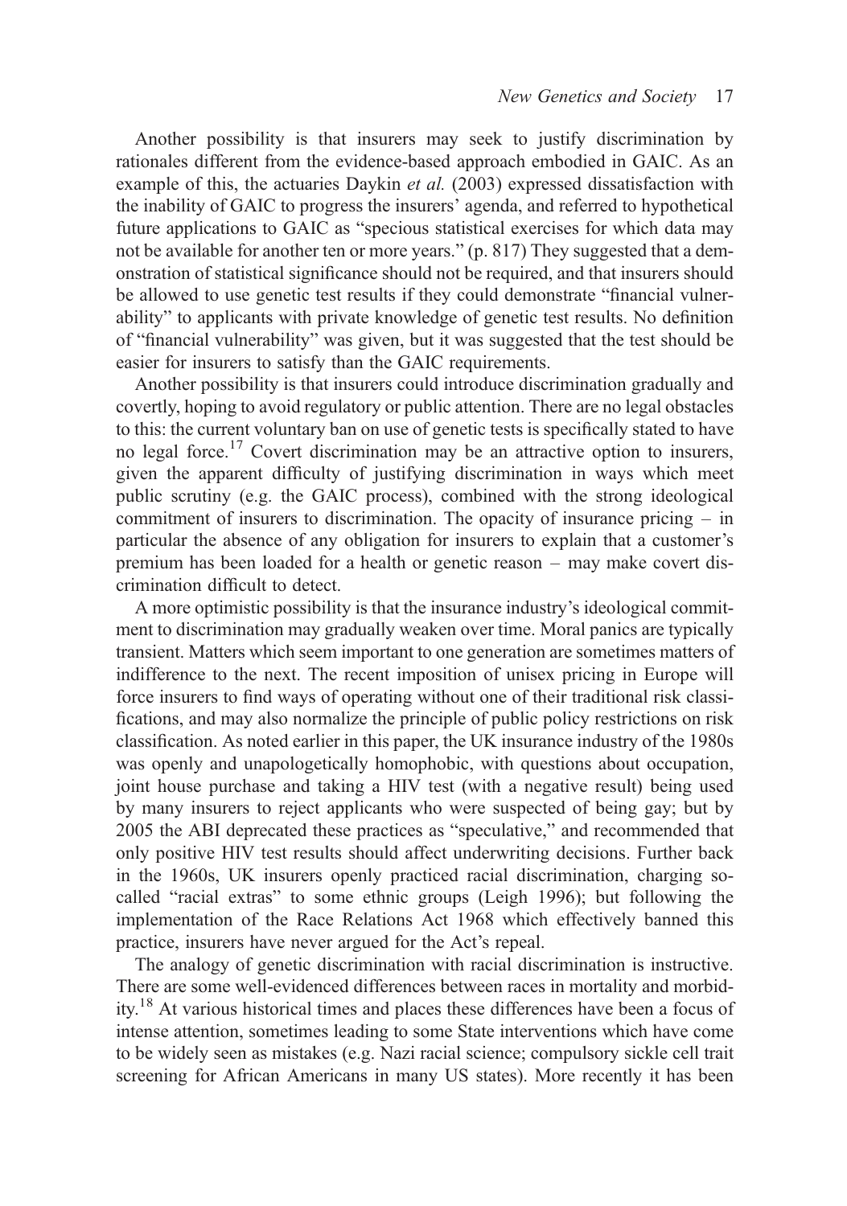Another possibility is that insurers may seek to justify discrimination by rationales different from the evidence-based approach embodied in GAIC. As an example of this, the actuaries Daykin *et al.* (2003) expressed dissatisfaction with the inability of GAIC to progress the insurers' agenda, and referred to hypothetical future applications to GAIC as "specious statistical exercises for which data may not be available for another ten or more years." (p. 817) They suggested that a demonstration of statistical significance should not be required, and that insurers should be allowed to use genetic test results if they could demonstrate "financial vulnerability" to applicants with private knowledge of genetic test results. No definition of "financial vulnerability" was given, but it was suggested that the test should be easier for insurers to satisfy than the GAIC requirements.

Another possibility is that insurers could introduce discrimination gradually and covertly, hoping to avoid regulatory or public attention. There are no legal obstacles to this: the current voluntary ban on use of genetic tests is specifically stated to have no legal force.[17] Covert discrimination may be an attractive option to insurers, given the apparent difficulty of justifying discrimination in ways which meet public scrutiny (e.g. the GAIC process), combined with the strong ideological commitment of insurers to discrimination. The opacity of insurance pricing – in particular the absence of any obligation for insurers to explain that a customer's premium has been loaded for a health or genetic reason – may make covert discrimination difficult to detect.

A more optimistic possibility is that the insurance industry's ideological commitment to discrimination may gradually weaken over time. Moral panics are typically transient. Matters which seem important to one generation are sometimes matters of indifference to the next. The recent imposition of unisex pricing in Europe will force insurers to find ways of operating without one of their traditional risk classifications, and may also normalize the principle of public policy restrictions on risk classification. As noted earlier in this paper, the UK insurance industry of the 1980s was openly and unapologetically homophobic, with questions about occupation, joint house purchase and taking a HIV test (with a negative result) being used by many insurers to reject applicants who were suspected of being gay; but by 2005 the ABI deprecated these practices as "speculative," and recommended that only positive HIV test results should affect underwriting decisions. Further back in the 1960s, UK insurers openly practiced racial discrimination, charging so-called "racial extras" to some ethnic groups (Leigh 1996); but following the implementation of the Race Relations Act 1968 which effectively banned this practice, insurers have never argued for the Act's repeal.

The analogy of genetic discrimination with racial discrimination is instructive. There are some well-evidenced differences between races in mortality and morbidity.[18] At various historical times and places these differences have been a focus of intense attention, sometimes leading to some State interventions which have come to be widely seen as mistakes (e.g. Nazi racial science; compulsory sickle cell trait screening for African Americans in many US states). More recently it has been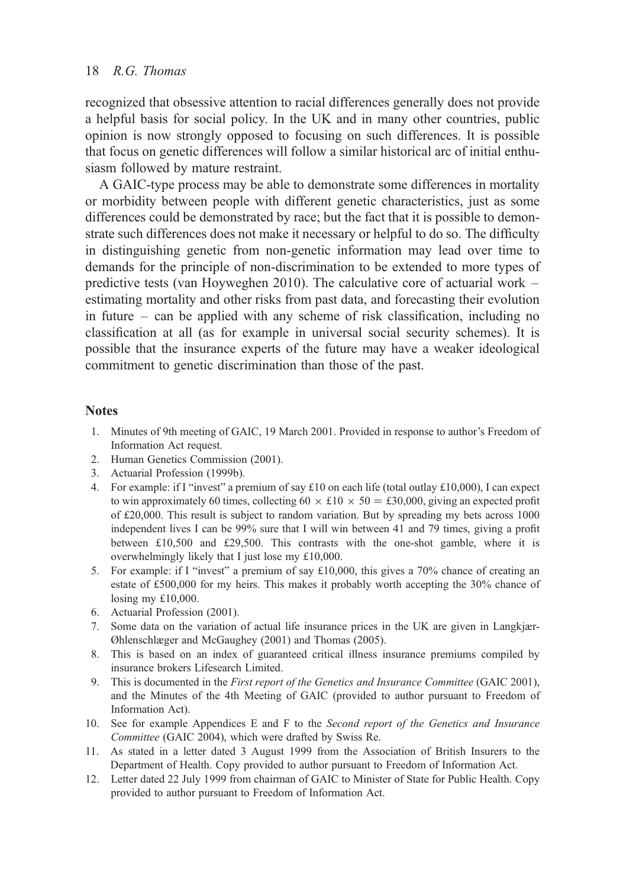recognized that obsessive attention to racial differences generally does not provide a helpful basis for social policy. In the UK and in many other countries, public opinion is now strongly opposed to focusing on such differences. It is possible that focus on genetic differences will follow a similar historical arc of initial enthusiasm followed by mature restraint.

A GAIC-type process may be able to demonstrate some differences in mortality or morbidity between people with different genetic characteristics, just as some differences could be demonstrated by race; but the fact that it is possible to demonstrate such differences does not make it necessary or helpful to do so. The difficulty in distinguishing genetic from non-genetic information may lead over time to demands for the principle of non-discrimination to be extended to more types of predictive tests (van Hoyweghen 2010). The calculative core of actuarial work – estimating mortality and other risks from past data, and forecasting their evolution in future – can be applied with any scheme of risk classification, including no classification at all (as for example in universal social security schemes). It is possible that the insurance experts of the future may have a weaker ideological commitment to genetic discrimination than those of the past.

## Notes

1. Minutes of 9th meeting of GAIC, 19 March 2001. Provided in response to author's Freedom of Information Act request.
2. Human Genetics Commission (2001).
3. Actuarial Profession (1999b).
4. For example: if I "invest" a premium of say £10 on each life (total outlay £10,000), I can expect to win approximately 60 times, collecting $60 \times £10 \times 50 = £30{,}000$, giving an expected profit of £20,000. This result is subject to random variation. But by spreading my bets across 1000 independent lives I can be 99% sure that I will win between 41 and 79 times, giving a profit between £10,500 and £29,500. This contrasts with the one-shot gamble, where it is overwhelmingly likely that I just lose my £10,000.
5. For example: if I "invest" a premium of say £10,000, this gives a 70% chance of creating an estate of £500,000 for my heirs. This makes it probably worth accepting the 30% chance of losing my £10,000.
6. Actuarial Profession (2001).
7. Some data on the variation of actual life insurance prices in the UK are given in Langkjær-Øhlenschlæger and McGaughey (2001) and Thomas (2005).
8. This is based on an index of guaranteed critical illness insurance premiums compiled by insurance brokers Lifesearch Limited.
9. This is documented in the *First report of the Genetics and Insurance Committee* (GAIC 2001), and the Minutes of the 4th Meeting of GAIC (provided to author pursuant to Freedom of Information Act).
10. See for example Appendices E and F to the *Second report of the Genetics and Insurance Committee* (GAIC 2004), which were drafted by Swiss Re.
11. As stated in a letter dated 3 August 1999 from the Association of British Insurers to the Department of Health. Copy provided to author pursuant to Freedom of Information Act.
12. Letter dated 22 July 1999 from chairman of GAIC to Minister of State for Public Health. Copy provided to author pursuant to Freedom of Information Act.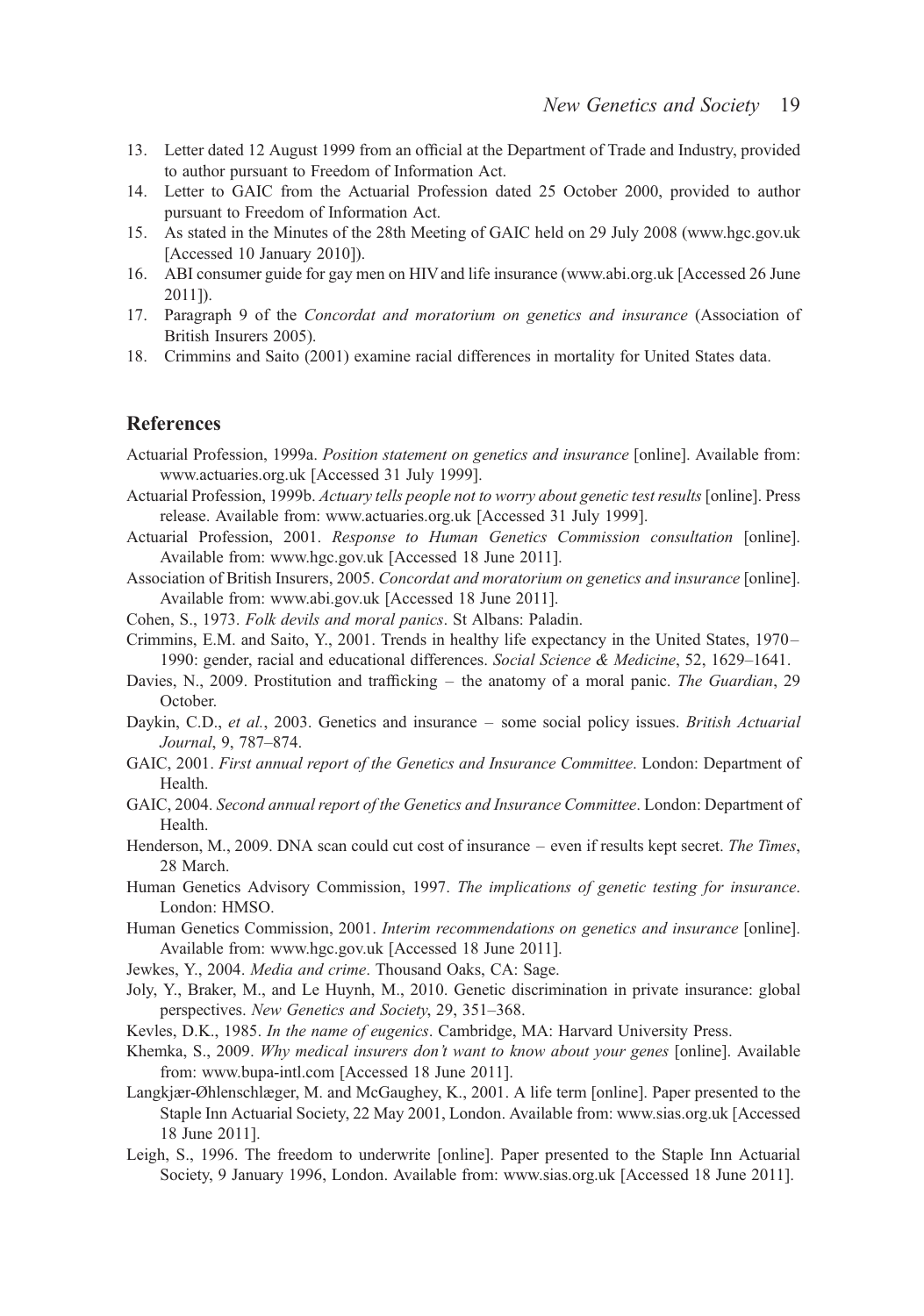13. Letter dated 12 August 1999 from an official at the Department of Trade and Industry, provided to author pursuant to Freedom of Information Act.
14. Letter to GAIC from the Actuarial Profession dated 25 October 2000, provided to author pursuant to Freedom of Information Act.
15. As stated in the Minutes of the 28th Meeting of GAIC held on 29 July 2008 (www.hgc.gov.uk [Accessed 10 January 2010]).
16. ABI consumer guide for gay men on HIV and life insurance (www.abi.org.uk [Accessed 26 June 2011]).
17. Paragraph 9 of the *Concordat and moratorium on genetics and insurance* (Association of British Insurers 2005).
18. Crimmins and Saito (2001) examine racial differences in mortality for United States data.

## References

Actuarial Profession, 1999a. *Position statement on genetics and insurance* [online]. Available from: www.actuaries.org.uk [Accessed 31 July 1999].

Actuarial Profession, 1999b. *Actuary tells people not to worry about genetic test results* [online]. Press release. Available from: www.actuaries.org.uk [Accessed 31 July 1999].

Actuarial Profession, 2001. *Response to Human Genetics Commission consultation* [online]. Available from: www.hgc.gov.uk [Accessed 18 June 2011].

Association of British Insurers, 2005. *Concordat and moratorium on genetics and insurance* [online]. Available from: www.abi.gov.uk [Accessed 18 June 2011].

Cohen, S., 1973. *Folk devils and moral panics*. St Albans: Paladin.

Crimmins, E.M. and Saito, Y., 2001. Trends in healthy life expectancy in the United States, 1970–1990: gender, racial and educational differences. *Social Science & Medicine*, 52, 1629–1641.

Davies, N., 2009. Prostitution and trafficking – the anatomy of a moral panic. *The Guardian*, 29 October.

Daykin, C.D., *et al.*, 2003. Genetics and insurance – some social policy issues. *British Actuarial Journal*, 9, 787–874.

GAIC, 2001. *First annual report of the Genetics and Insurance Committee*. London: Department of Health.

GAIC, 2004. *Second annual report of the Genetics and Insurance Committee*. London: Department of Health.

Henderson, M., 2009. DNA scan could cut cost of insurance – even if results kept secret. *The Times*, 28 March.

Human Genetics Advisory Commission, 1997. *The implications of genetic testing for insurance*. London: HMSO.

Human Genetics Commission, 2001. *Interim recommendations on genetics and insurance* [online]. Available from: www.hgc.gov.uk [Accessed 18 June 2011].

Jewkes, Y., 2004. *Media and crime*. Thousand Oaks, CA: Sage.

Joly, Y., Braker, M., and Le Huynh, M., 2010. Genetic discrimination in private insurance: global perspectives. *New Genetics and Society*, 29, 351–368.

Kevles, D.K., 1985. *In the name of eugenics*. Cambridge, MA: Harvard University Press.

Khemka, S., 2009. *Why medical insurers don't want to know about your genes* [online]. Available from: www.bupa-intl.com [Accessed 18 June 2011].

Langkjær-Øhlenschlæger, M. and McGaughey, K., 2001. A life term [online]. Paper presented to the Staple Inn Actuarial Society, 22 May 2001, London. Available from: www.sias.org.uk [Accessed 18 June 2011].

Leigh, S., 1996. The freedom to underwrite [online]. Paper presented to the Staple Inn Actuarial Society, 9 January 1996, London. Available from: www.sias.org.uk [Accessed 18 June 2011].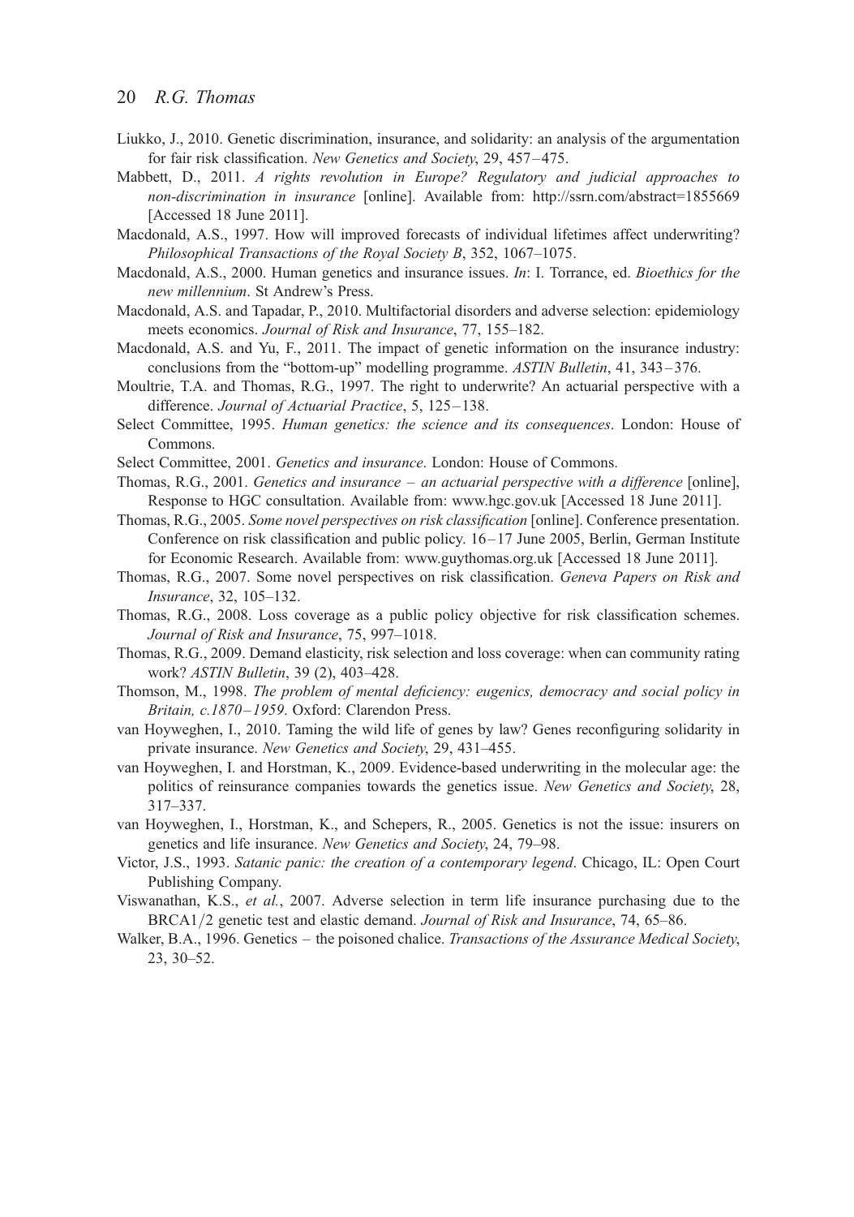Liukko, J., 2010. Genetic discrimination, insurance, and solidarity: an analysis of the argumentation for fair risk classification. *New Genetics and Society*, 29, 457–475.

Mabbett, D., 2011. *A rights revolution in Europe? Regulatory and judicial approaches to non-discrimination in insurance* [online]. Available from: http://ssrn.com/abstract=1855669 [Accessed 18 June 2011].

Macdonald, A.S., 1997. How will improved forecasts of individual lifetimes affect underwriting? *Philosophical Transactions of the Royal Society B*, 352, 1067–1075.

Macdonald, A.S., 2000. Human genetics and insurance issues. *In*: I. Torrance, ed. *Bioethics for the new millennium*. St Andrew's Press.

Macdonald, A.S. and Tapadar, P., 2010. Multifactorial disorders and adverse selection: epidemiology meets economics. *Journal of Risk and Insurance*, 77, 155–182.

Macdonald, A.S. and Yu, F., 2011. The impact of genetic information on the insurance industry: conclusions from the "bottom-up" modelling programme. *ASTIN Bulletin*, 41, 343–376.

Moultrie, T.A. and Thomas, R.G., 1997. The right to underwrite? An actuarial perspective with a difference. *Journal of Actuarial Practice*, 5, 125–138.

Select Committee, 1995. *Human genetics: the science and its consequences*. London: House of Commons.

Select Committee, 2001. *Genetics and insurance*. London: House of Commons.

Thomas, R.G., 2001. *Genetics and insurance – an actuarial perspective with a difference* [online], Response to HGC consultation. Available from: www.hgc.gov.uk [Accessed 18 June 2011].

Thomas, R.G., 2005. *Some novel perspectives on risk classification* [online]. Conference presentation. Conference on risk classification and public policy. 16–17 June 2005, Berlin, German Institute for Economic Research. Available from: www.guythomas.org.uk [Accessed 18 June 2011].

Thomas, R.G., 2007. Some novel perspectives on risk classification. *Geneva Papers on Risk and Insurance*, 32, 105–132.

Thomas, R.G., 2008. Loss coverage as a public policy objective for risk classification schemes. *Journal of Risk and Insurance*, 75, 997–1018.

Thomas, R.G., 2009. Demand elasticity, risk selection and loss coverage: when can community rating work? *ASTIN Bulletin*, 39 (2), 403–428.

Thomson, M., 1998. *The problem of mental deficiency: eugenics, democracy and social policy in Britain, c.1870–1959*. Oxford: Clarendon Press.

van Hoyweghen, I., 2010. Taming the wild life of genes by law? Genes reconfiguring solidarity in private insurance. *New Genetics and Society*, 29, 431–455.

van Hoyweghen, I. and Horstman, K., 2009. Evidence-based underwriting in the molecular age: the politics of reinsurance companies towards the genetics issue. *New Genetics and Society*, 28, 317–337.

van Hoyweghen, I., Horstman, K., and Schepers, R., 2005. Genetics is not the issue: insurers on genetics and life insurance. *New Genetics and Society*, 24, 79–98.

Victor, J.S., 1993. *Satanic panic: the creation of a contemporary legend*. Chicago, IL: Open Court Publishing Company.

Viswanathan, K.S., *et al.*, 2007. Adverse selection in term life insurance purchasing due to the BRCA1/2 genetic test and elastic demand. *Journal of Risk and Insurance*, 74, 65–86.

Walker, B.A., 1996. Genetics – the poisoned chalice. *Transactions of the Assurance Medical Society*, 23, 30–52.